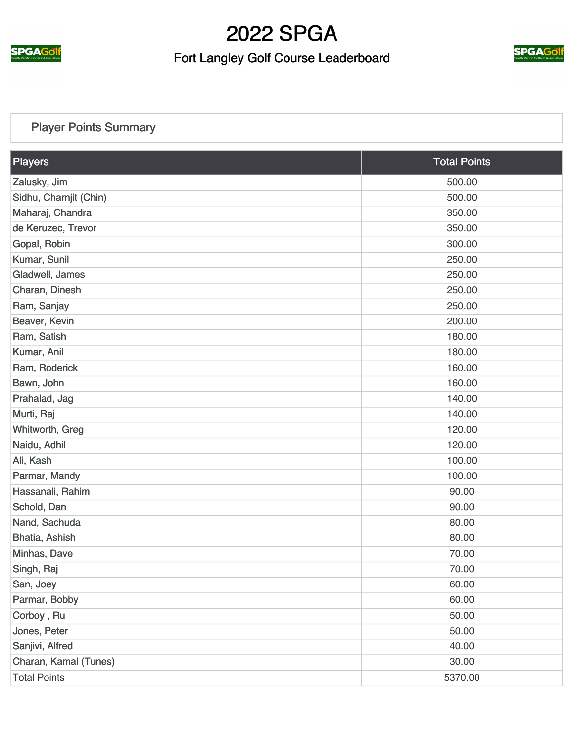# 2022 SPGA

## Fort Langley Golf Course Leaderboard

### Player Points Summary

| Players | Total Points |
|---|---|
| Zalusky, Jim | 500.00 |
| Sidhu, Charnjit (Chin) | 500.00 |
| Maharaj, Chandra | 350.00 |
| de Keruzec, Trevor | 350.00 |
| Gopal, Robin | 300.00 |
| Kumar, Sunil | 250.00 |
| Gladwell, James | 250.00 |
| Charan, Dinesh | 250.00 |
| Ram, Sanjay | 250.00 |
| Beaver, Kevin | 200.00 |
| Ram, Satish | 180.00 |
| Kumar, Anil | 180.00 |
| Ram, Roderick | 160.00 |
| Bawn, John | 160.00 |
| Prahalad, Jag | 140.00 |
| Murti, Raj | 140.00 |
| Whitworth, Greg | 120.00 |
| Naidu, Adhil | 120.00 |
| Ali, Kash | 100.00 |
| Parmar, Mandy | 100.00 |
| Hassanali, Rahim | 90.00 |
| Schold, Dan | 90.00 |
| Nand, Sachuda | 80.00 |
| Bhatia, Ashish | 80.00 |
| Minhas, Dave | 70.00 |
| Singh, Raj | 70.00 |
| San, Joey | 60.00 |
| Parmar, Bobby | 60.00 |
| Corboy , Ru | 50.00 |
| Jones, Peter | 50.00 |
| Sanjivi, Alfred | 40.00 |
| Charan, Kamal (Tunes) | 30.00 |
| Total Points | 5370.00 |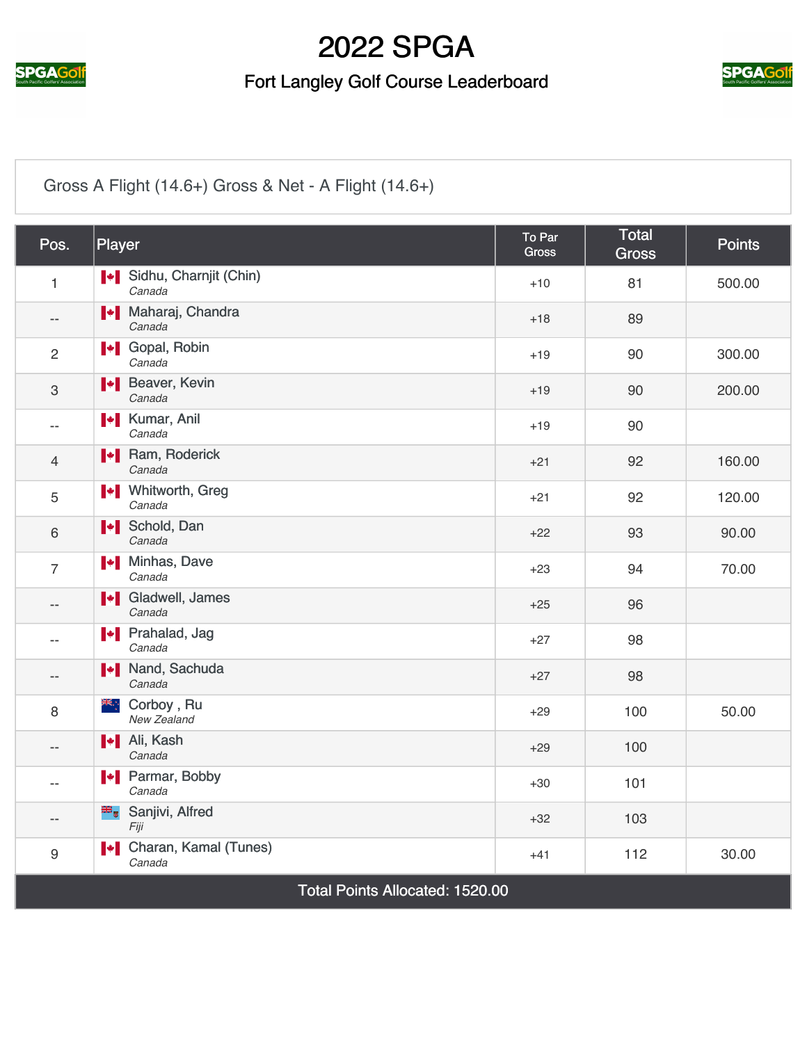# 2022 SPGA

## Fort Langley Golf Course Leaderboard

Gross A Flight (14.6+) Gross & Net - A Flight (14.6+)

| Pos. | Player | To Par Gross | Total Gross | Points |
|---|---|---|---|---|
| 1 | Sidhu, Charnjit (Chin)<br>*Canada* | +10 | 81 | 500.00 |
| -- | Maharaj, Chandra<br>*Canada* | +18 | 89 | |
| 2 | Gopal, Robin<br>*Canada* | +19 | 90 | 300.00 |
| 3 | Beaver, Kevin<br>*Canada* | +19 | 90 | 200.00 |
| -- | Kumar, Anil<br>*Canada* | +19 | 90 | |
| 4 | Ram, Roderick<br>*Canada* | +21 | 92 | 160.00 |
| 5 | Whitworth, Greg<br>*Canada* | +21 | 92 | 120.00 |
| 6 | Schold, Dan<br>*Canada* | +22 | 93 | 90.00 |
| 7 | Minhas, Dave<br>*Canada* | +23 | 94 | 70.00 |
| -- | Gladwell, James<br>*Canada* | +25 | 96 | |
| -- | Prahalad, Jag<br>*Canada* | +27 | 98 | |
| -- | Nand, Sachuda<br>*Canada* | +27 | 98 | |
| 8 | Corboy , Ru<br>*New Zealand* | +29 | 100 | 50.00 |
| -- | Ali, Kash<br>*Canada* | +29 | 100 | |
| -- | Parmar, Bobby<br>*Canada* | +30 | 101 | |
| -- | Sanjivi, Alfred<br>*Fiji* | +32 | 103 | |
| 9 | Charan, Kamal (Tunes)<br>*Canada* | +41 | 112 | 30.00 |

Total Points Allocated: 1520.00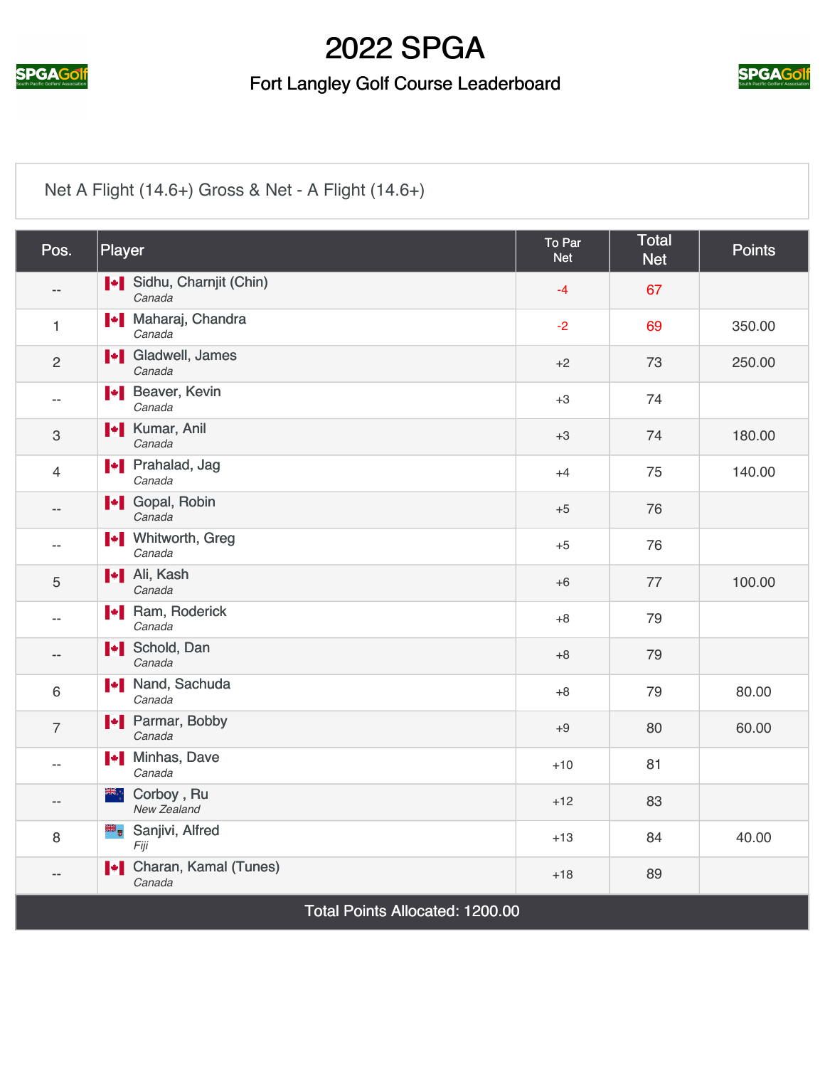# 2022 SPGA

## Fort Langley Golf Course Leaderboard

Net A Flight (14.6+) Gross & Net - A Flight (14.6+)

| Pos. | Player | To Par Net | Total Net | Points |
|---|---|---|---|---|
| -- | Sidhu, Charnjit (Chin)<br>*Canada* | -4 | 67 | |
| 1 | Maharaj, Chandra<br>*Canada* | -2 | 69 | 350.00 |
| 2 | Gladwell, James<br>*Canada* | +2 | 73 | 250.00 |
| -- | Beaver, Kevin<br>*Canada* | +3 | 74 | |
| 3 | Kumar, Anil<br>*Canada* | +3 | 74 | 180.00 |
| 4 | Prahalad, Jag<br>*Canada* | +4 | 75 | 140.00 |
| -- | Gopal, Robin<br>*Canada* | +5 | 76 | |
| -- | Whitworth, Greg<br>*Canada* | +5 | 76 | |
| 5 | Ali, Kash<br>*Canada* | +6 | 77 | 100.00 |
| -- | Ram, Roderick<br>*Canada* | +8 | 79 | |
| -- | Schold, Dan<br>*Canada* | +8 | 79 | |
| 6 | Nand, Sachuda<br>*Canada* | +8 | 79 | 80.00 |
| 7 | Parmar, Bobby<br>*Canada* | +9 | 80 | 60.00 |
| -- | Minhas, Dave<br>*Canada* | +10 | 81 | |
| -- | Corboy , Ru<br>*New Zealand* | +12 | 83 | |
| 8 | Sanjivi, Alfred<br>*Fiji* | +13 | 84 | 40.00 |
| -- | Charan, Kamal (Tunes)<br>*Canada* | +18 | 89 | |

Total Points Allocated: 1200.00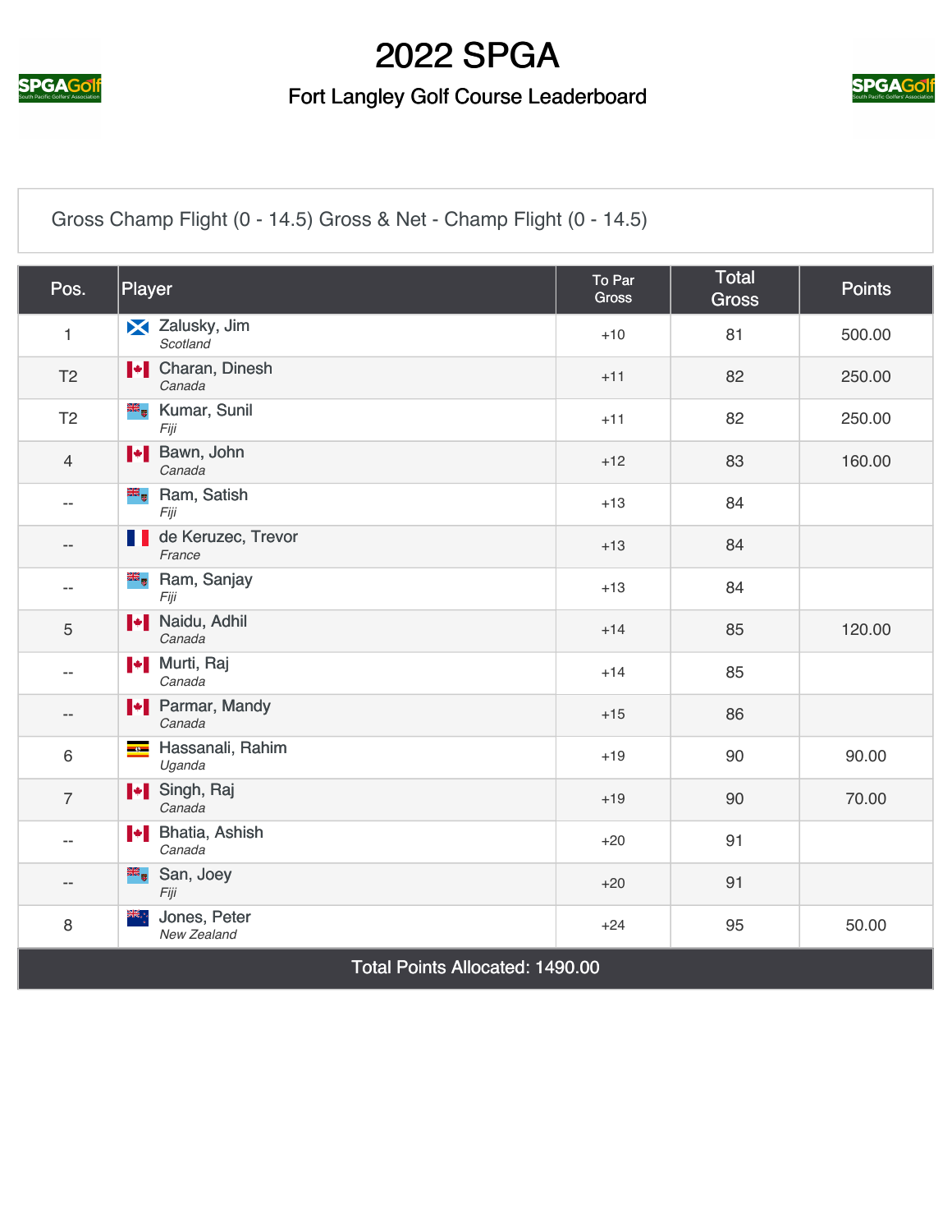# 2022 SPGA

## Fort Langley Golf Course Leaderboard

Gross Champ Flight (0 - 14.5) Gross & Net - Champ Flight (0 - 14.5)

| Pos. | Player | To Par Gross | Total Gross | Points |
|---|---|---|---|---|
| 1 | Zalusky, Jim *Scotland* | +10 | 81 | 500.00 |
| T2 | Charan, Dinesh *Canada* | +11 | 82 | 250.00 |
| T2 | Kumar, Sunil *Fiji* | +11 | 82 | 250.00 |
| 4 | Bawn, John *Canada* | +12 | 83 | 160.00 |
| -- | Ram, Satish *Fiji* | +13 | 84 | |
| -- | de Keruzec, Trevor *France* | +13 | 84 | |
| -- | Ram, Sanjay *Fiji* | +13 | 84 | |
| 5 | Naidu, Adhil *Canada* | +14 | 85 | 120.00 |
| -- | Murti, Raj *Canada* | +14 | 85 | |
| -- | Parmar, Mandy *Canada* | +15 | 86 | |
| 6 | Hassanali, Rahim *Uganda* | +19 | 90 | 90.00 |
| 7 | Singh, Raj *Canada* | +19 | 90 | 70.00 |
| -- | Bhatia, Ashish *Canada* | +20 | 91 | |
| -- | San, Joey *Fiji* | +20 | 91 | |
| 8 | Jones, Peter *New Zealand* | +24 | 95 | 50.00 |
| Total Points Allocated: 1490.00 | | | | |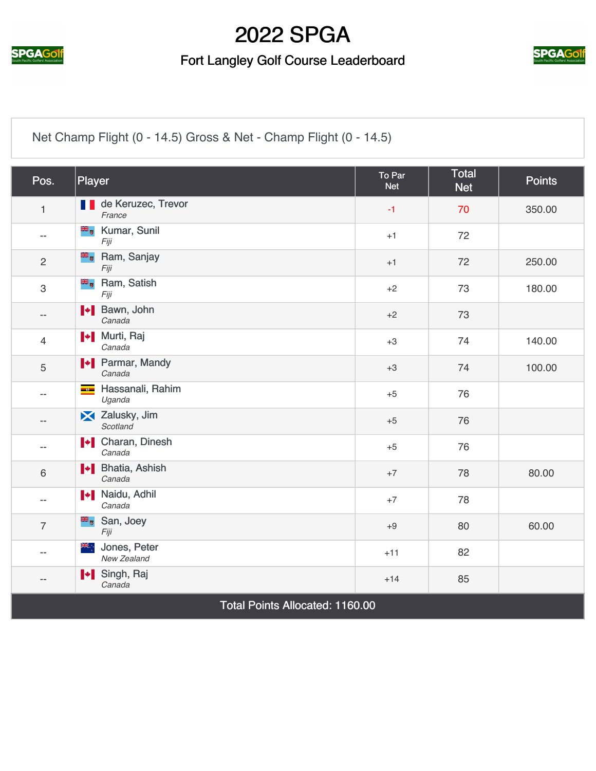# 2022 SPGA

## Fort Langley Golf Course Leaderboard

Net Champ Flight (0 - 14.5) Gross & Net - Champ Flight (0 - 14.5)

| Pos. | Player | To Par Net | Total Net | Points |
|---|---|---|---|---|
| 1 | de Keruzec, Trevor *France* | -1 | 70 | 350.00 |
| -- | Kumar, Sunil *Fiji* | +1 | 72 | |
| 2 | Ram, Sanjay *Fiji* | +1 | 72 | 250.00 |
| 3 | Ram, Satish *Fiji* | +2 | 73 | 180.00 |
| -- | Bawn, John *Canada* | +2 | 73 | |
| 4 | Murti, Raj *Canada* | +3 | 74 | 140.00 |
| 5 | Parmar, Mandy *Canada* | +3 | 74 | 100.00 |
| -- | Hassanali, Rahim *Uganda* | +5 | 76 | |
| -- | Zalusky, Jim *Scotland* | +5 | 76 | |
| -- | Charan, Dinesh *Canada* | +5 | 76 | |
| 6 | Bhatia, Ashish *Canada* | +7 | 78 | 80.00 |
| -- | Naidu, Adhil *Canada* | +7 | 78 | |
| 7 | San, Joey *Fiji* | +9 | 80 | 60.00 |
| -- | Jones, Peter *New Zealand* | +11 | 82 | |
| -- | Singh, Raj *Canada* | +14 | 85 | |

Total Points Allocated: 1160.00